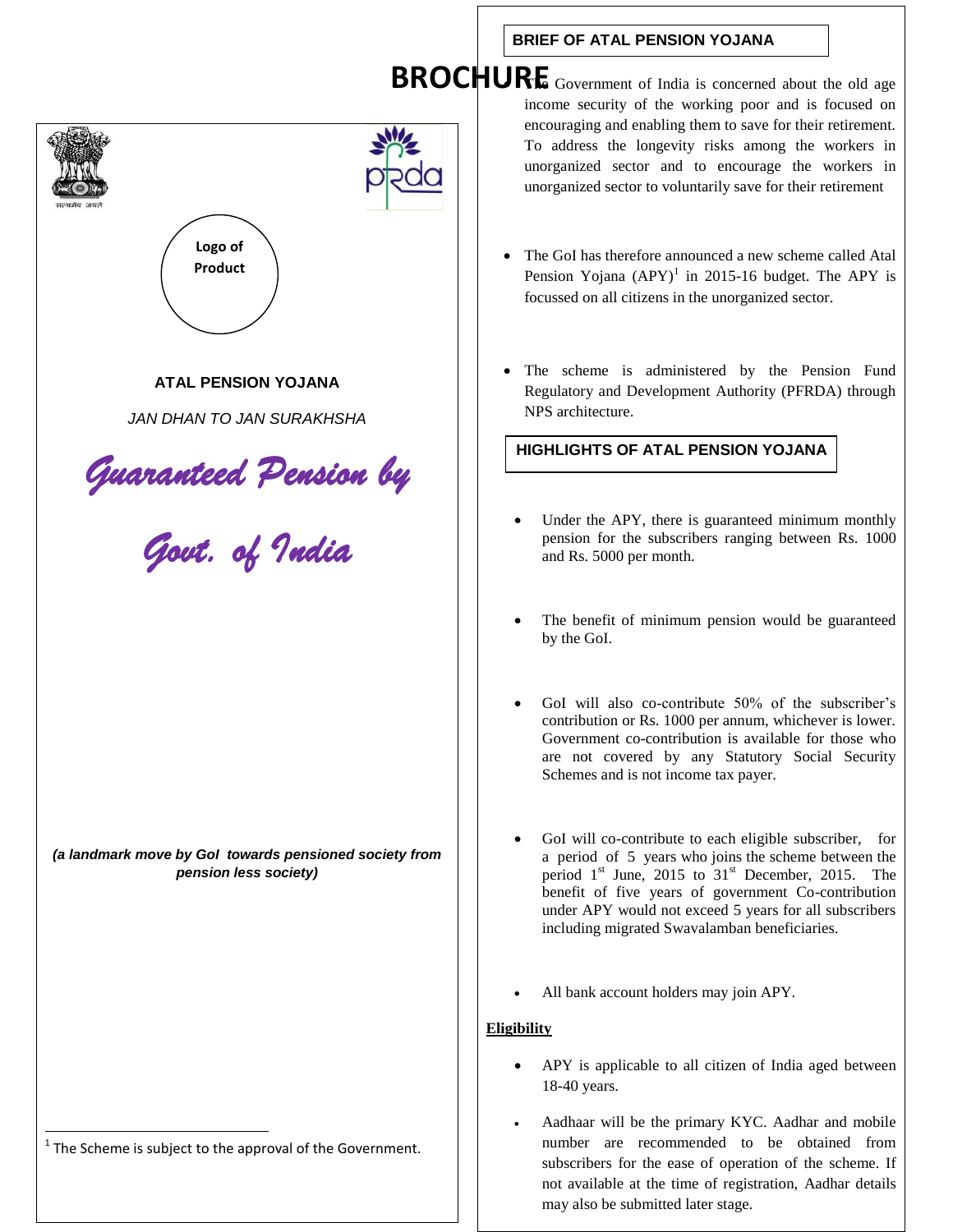# BROCHURE

Logo of Product

**ATAL PENSION YOJANA**

*JAN DHAN TO JAN SURAKHSHA*

*Guaranteed Pension by Govt. of India*

***(a landmark move by GoI towards pensioned society from pension less society)***

## BRIEF OF ATAL PENSION YOJANA

The Government of India is concerned about the old age income security of the working poor and is focused on encouraging and enabling them to save for their retirement. To address the longevity risks among the workers in unorganized sector and to encourage the workers in unorganized sector to voluntarily save for their retirement

- The GoI has therefore announced a new scheme called Atal Pension Yojana (APY)[1] in 2015-16 budget. The APY is focussed on all citizens in the unorganized sector.
- The scheme is administered by the Pension Fund Regulatory and Development Authority (PFRDA) through NPS architecture.

## HIGHLIGHTS OF ATAL PENSION YOJANA

- Under the APY, there is guaranteed minimum monthly pension for the subscribers ranging between Rs. 1000 and Rs. 5000 per month.
- The benefit of minimum pension would be guaranteed by the GoI.
- GoI will also co-contribute 50% of the subscriber's contribution or Rs. 1000 per annum, whichever is lower. Government co-contribution is available for those who are not covered by any Statutory Social Security Schemes and is not income tax payer.
- GoI will co-contribute to each eligible subscriber, for a period of 5 years who joins the scheme between the period 1st June, 2015 to 31st December, 2015. The benefit of five years of government Co-contribution under APY would not exceed 5 years for all subscribers including migrated Swavalamban beneficiaries.
- All bank account holders may join APY.

**Eligibility**

- APY is applicable to all citizen of India aged between 18-40 years.
- Aadhaar will be the primary KYC. Aadhar and mobile number are recommended to be obtained from subscribers for the ease of operation of the scheme. If not available at the time of registration, Aadhar details may also be submitted later stage.

---

[1] The Scheme is subject to the approval of the Government.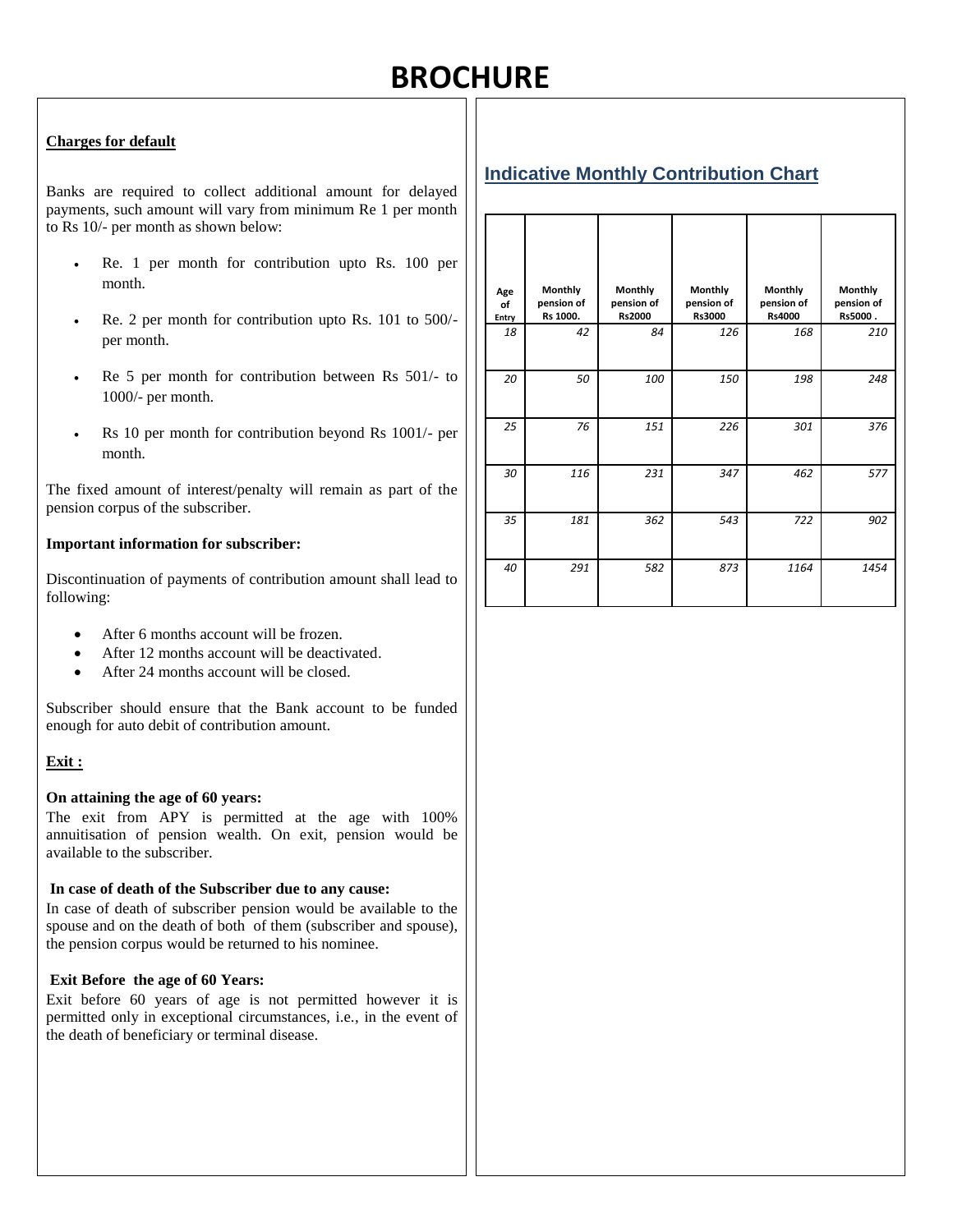# BROCHURE

**Charges for default**

Banks are required to collect additional amount for delayed payments, such amount will vary from minimum Re 1 per month to Rs 10/- per month as shown below:

- Re. 1 per month for contribution upto Rs. 100 per month.
- Re. 2 per month for contribution upto Rs. 101 to 500/- per month.
- Re 5 per month for contribution between Rs 501/- to 1000/- per month.
- Rs 10 per month for contribution beyond Rs 1001/- per month.

The fixed amount of interest/penalty will remain as part of the pension corpus of the subscriber.

**Important information for subscriber:**

Discontinuation of payments of contribution amount shall lead to following:

- After 6 months account will be frozen.
- After 12 months account will be deactivated.
- After 24 months account will be closed.

Subscriber should ensure that the Bank account to be funded enough for auto debit of contribution amount.

**Exit :**

**On attaining the age of 60 years:**
The exit from APY is permitted at the age with 100% annuitisation of pension wealth. On exit, pension would be available to the subscriber.

**In case of death of the Subscriber due to any cause:**
In case of death of subscriber pension would be available to the spouse and on the death of both of them (subscriber and spouse), the pension corpus would be returned to his nominee.

**Exit Before the age of 60 Years:**
Exit before 60 years of age is not permitted however it is permitted only in exceptional circumstances, i.e., in the event of the death of beneficiary or terminal disease.

## Indicative Monthly Contribution Chart

| Age of Entry | Monthly pension of Rs 1000. | Monthly pension of Rs2000 | Monthly pension of Rs3000 | Monthly pension of Rs4000 | Monthly pension of Rs5000 . |
|---|---|---|---|---|---|
| 18 | 42 | 84 | 126 | 168 | 210 |
| 20 | 50 | 100 | 150 | 198 | 248 |
| 25 | 76 | 151 | 226 | 301 | 376 |
| 30 | 116 | 231 | 347 | 462 | 577 |
| 35 | 181 | 362 | 543 | 722 | 902 |
| 40 | 291 | 582 | 873 | 1164 | 1454 |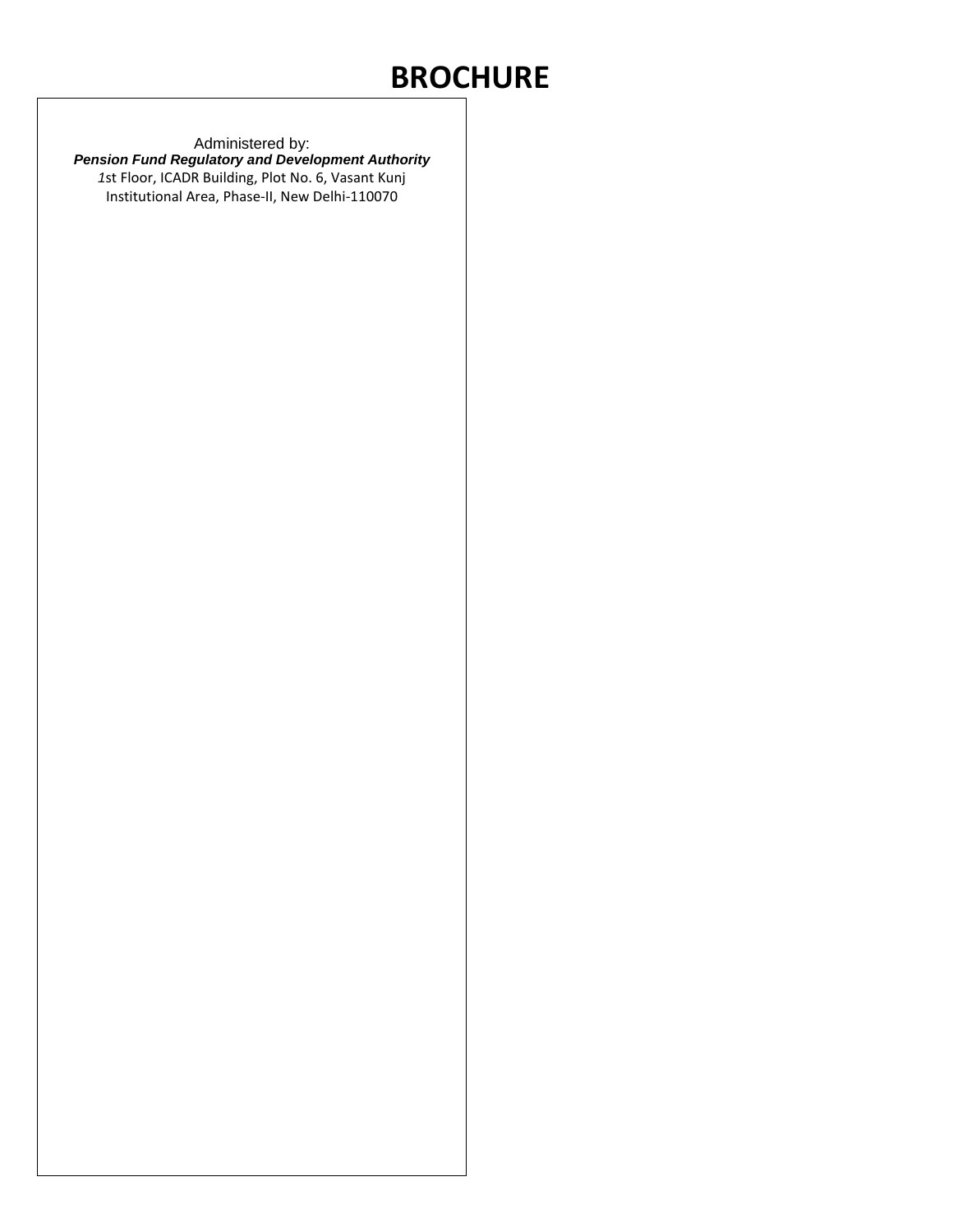# BROCHURE

Administered by:

***Pension Fund Regulatory and Development Authority***

*1*st Floor, ICADR Building, Plot No. 6, Vasant Kunj Institutional Area, Phase-II, New Delhi-110070